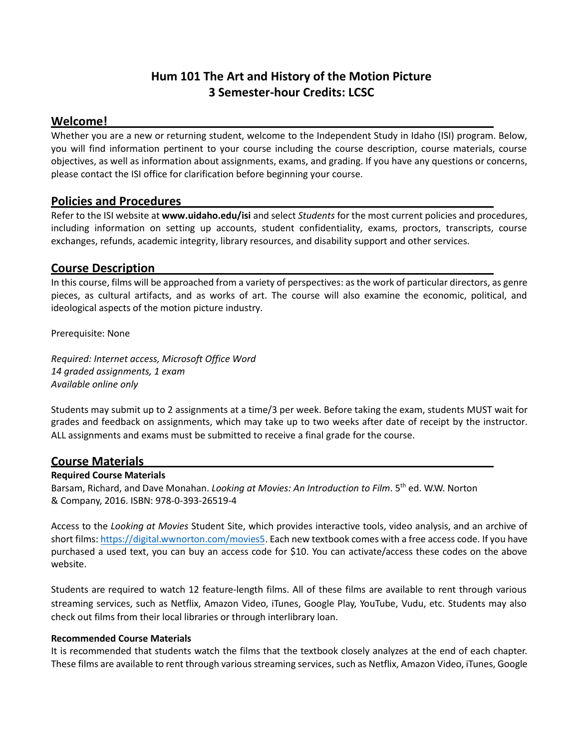# Hum 101 The Art and History of the Motion Picture
# 3 Semester-hour Credits: LCSC

## Welcome!

Whether you are a new or returning student, welcome to the Independent Study in Idaho (ISI) program. Below, you will find information pertinent to your course including the course description, course materials, course objectives, as well as information about assignments, exams, and grading. If you have any questions or concerns, please contact the ISI office for clarification before beginning your course.

## Policies and Procedures

Refer to the ISI website at **www.uidaho.edu/isi** and select *Students* for the most current policies and procedures, including information on setting up accounts, student confidentiality, exams, proctors, transcripts, course exchanges, refunds, academic integrity, library resources, and disability support and other services.

## Course Description

In this course, films will be approached from a variety of perspectives: as the work of particular directors, as genre pieces, as cultural artifacts, and as works of art. The course will also examine the economic, political, and ideological aspects of the motion picture industry.

Prerequisite: None

*Required: Internet access, Microsoft Office Word*
*14 graded assignments, 1 exam*
*Available online only*

Students may submit up to 2 assignments at a time/3 per week. Before taking the exam, students MUST wait for grades and feedback on assignments, which may take up to two weeks after date of receipt by the instructor. ALL assignments and exams must be submitted to receive a final grade for the course.

## Course Materials

**Required Course Materials**

Barsam, Richard, and Dave Monahan. *Looking at Movies: An Introduction to Film*. 5th ed. W.W. Norton & Company, 2016. ISBN: 978-0-393-26519-4

Access to the *Looking at Movies* Student Site, which provides interactive tools, video analysis, and an archive of short films: [https://digital.wwnorton.com/movies5](https://digital.wwnorton.com/movies5). Each new textbook comes with a free access code. If you have purchased a used text, you can buy an access code for $10. You can activate/access these codes on the above website.

Students are required to watch 12 feature-length films. All of these films are available to rent through various streaming services, such as Netflix, Amazon Video, iTunes, Google Play, YouTube, Vudu, etc. Students may also check out films from their local libraries or through interlibrary loan.

**Recommended Course Materials**

It is recommended that students watch the films that the textbook closely analyzes at the end of each chapter. These films are available to rent through various streaming services, such as Netflix, Amazon Video, iTunes, Google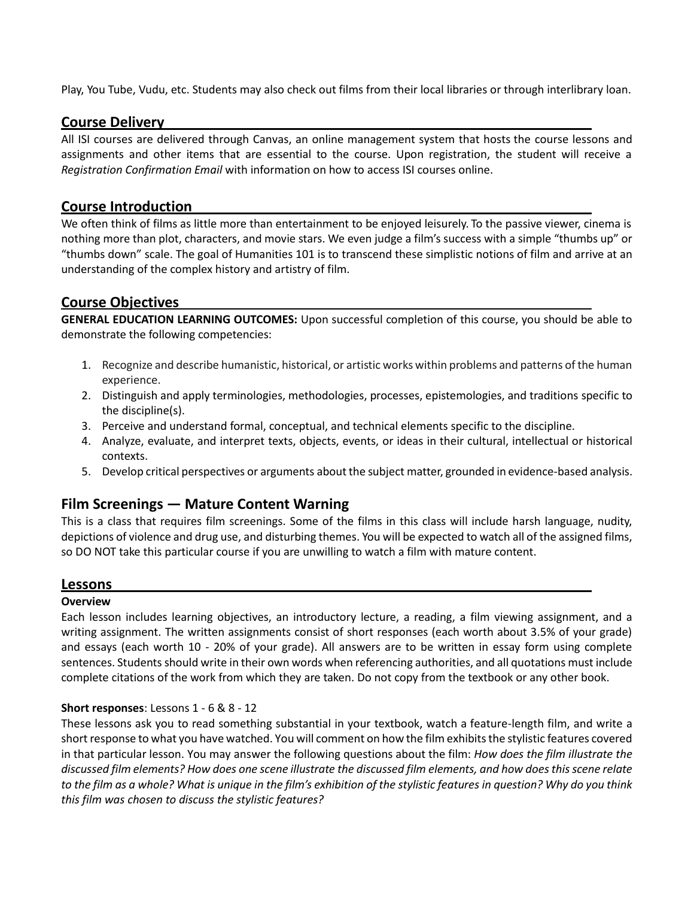Play, You Tube, Vudu, etc. Students may also check out films from their local libraries or through interlibrary loan.

## Course Delivery

All ISI courses are delivered through Canvas, an online management system that hosts the course lessons and assignments and other items that are essential to the course. Upon registration, the student will receive a *Registration Confirmation Email* with information on how to access ISI courses online.

## Course Introduction

We often think of films as little more than entertainment to be enjoyed leisurely. To the passive viewer, cinema is nothing more than plot, characters, and movie stars. We even judge a film's success with a simple "thumbs up" or "thumbs down" scale. The goal of Humanities 101 is to transcend these simplistic notions of film and arrive at an understanding of the complex history and artistry of film.

## Course Objectives

**GENERAL EDUCATION LEARNING OUTCOMES:** Upon successful completion of this course, you should be able to demonstrate the following competencies:

1. Recognize and describe humanistic, historical, or artistic works within problems and patterns of the human experience.
2. Distinguish and apply terminologies, methodologies, processes, epistemologies, and traditions specific to the discipline(s).
3. Perceive and understand formal, conceptual, and technical elements specific to the discipline.
4. Analyze, evaluate, and interpret texts, objects, events, or ideas in their cultural, intellectual or historical contexts.
5. Develop critical perspectives or arguments about the subject matter, grounded in evidence-based analysis.

## Film Screenings — Mature Content Warning

This is a class that requires film screenings. Some of the films in this class will include harsh language, nudity, depictions of violence and drug use, and disturbing themes. You will be expected to watch all of the assigned films, so DO NOT take this particular course if you are unwilling to watch a film with mature content.

## Lessons

**Overview**

Each lesson includes learning objectives, an introductory lecture, a reading, a film viewing assignment, and a writing assignment. The written assignments consist of short responses (each worth about 3.5% of your grade) and essays (each worth 10 - 20% of your grade). All answers are to be written in essay form using complete sentences. Students should write in their own words when referencing authorities, and all quotations must include complete citations of the work from which they are taken. Do not copy from the textbook or any other book.

**Short responses**: Lessons 1 - 6 & 8 - 12

These lessons ask you to read something substantial in your textbook, watch a feature-length film, and write a short response to what you have watched. You will comment on how the film exhibits the stylistic features covered in that particular lesson. You may answer the following questions about the film: *How does the film illustrate the discussed film elements? How does one scene illustrate the discussed film elements, and how does this scene relate to the film as a whole? What is unique in the film's exhibition of the stylistic features in question? Why do you think this film was chosen to discuss the stylistic features?*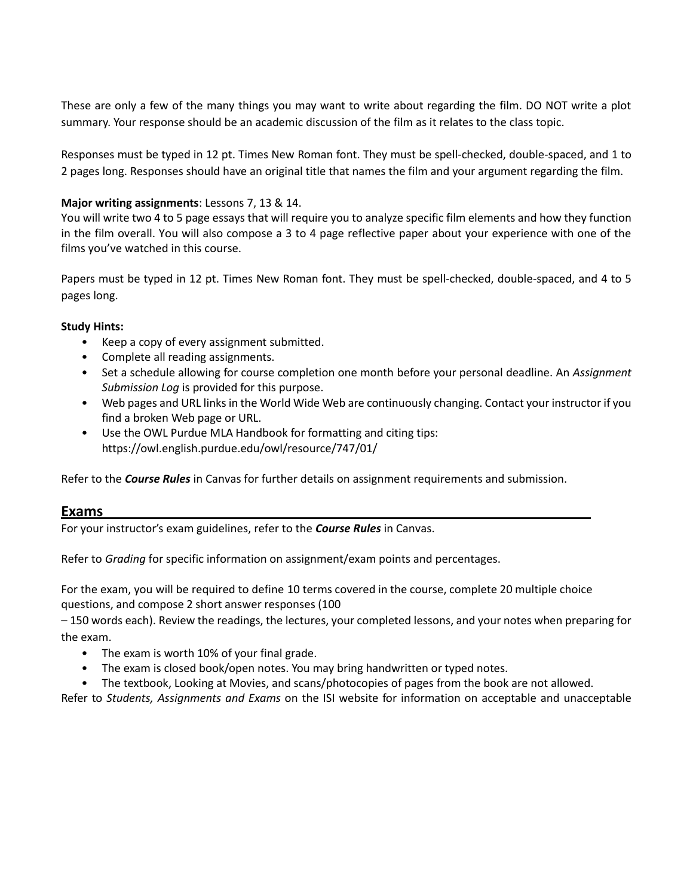These are only a few of the many things you may want to write about regarding the film. DO NOT write a plot summary. Your response should be an academic discussion of the film as it relates to the class topic.

Responses must be typed in 12 pt. Times New Roman font. They must be spell-checked, double-spaced, and 1 to 2 pages long. Responses should have an original title that names the film and your argument regarding the film.

**Major writing assignments**: Lessons 7, 13 & 14.
You will write two 4 to 5 page essays that will require you to analyze specific film elements and how they function in the film overall. You will also compose a 3 to 4 page reflective paper about your experience with one of the films you've watched in this course.

Papers must be typed in 12 pt. Times New Roman font. They must be spell-checked, double-spaced, and 4 to 5 pages long.

**Study Hints:**

- Keep a copy of every assignment submitted.
- Complete all reading assignments.
- Set a schedule allowing for course completion one month before your personal deadline. An *Assignment Submission Log* is provided for this purpose.
- Web pages and URL links in the World Wide Web are continuously changing. Contact your instructor if you find a broken Web page or URL.
- Use the OWL Purdue MLA Handbook for formatting and citing tips: https://owl.english.purdue.edu/owl/resource/747/01/

Refer to the ***Course Rules*** in Canvas for further details on assignment requirements and submission.

## Exams

For your instructor's exam guidelines, refer to the ***Course Rules*** in Canvas.

Refer to *Grading* for specific information on assignment/exam points and percentages.

For the exam, you will be required to define 10 terms covered in the course, complete 20 multiple choice questions, and compose 2 short answer responses (100 – 150 words each). Review the readings, the lectures, your completed lessons, and your notes when preparing for the exam.

- The exam is worth 10% of your final grade.
- The exam is closed book/open notes. You may bring handwritten or typed notes.
- The textbook, Looking at Movies, and scans/photocopies of pages from the book are not allowed.

Refer to *Students, Assignments and Exams* on the ISI website for information on acceptable and unacceptable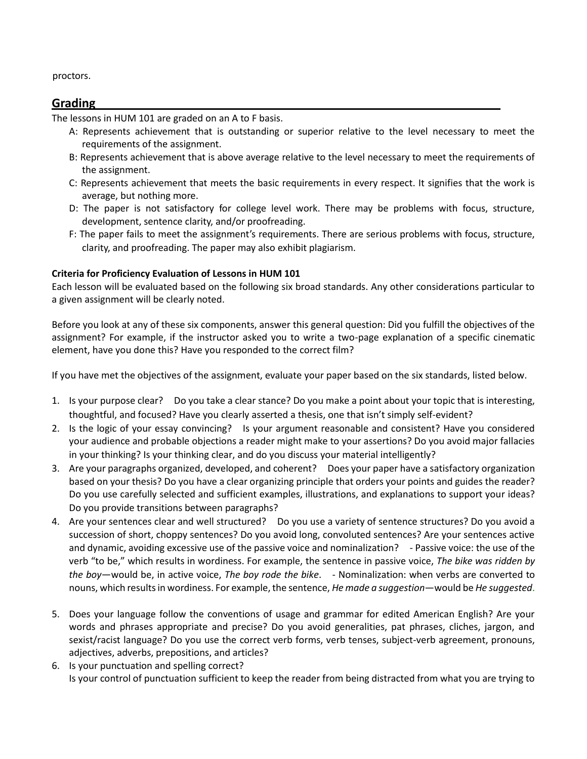proctors.

## Grading

The lessons in HUM 101 are graded on an A to F basis.

- A: Represents achievement that is outstanding or superior relative to the level necessary to meet the requirements of the assignment.
- B: Represents achievement that is above average relative to the level necessary to meet the requirements of the assignment.
- C: Represents achievement that meets the basic requirements in every respect. It signifies that the work is average, but nothing more.
- D: The paper is not satisfactory for college level work. There may be problems with focus, structure, development, sentence clarity, and/or proofreading.
- F: The paper fails to meet the assignment's requirements. There are serious problems with focus, structure, clarity, and proofreading. The paper may also exhibit plagiarism.

**Criteria for Proficiency Evaluation of Lessons in HUM 101**

Each lesson will be evaluated based on the following six broad standards. Any other considerations particular to a given assignment will be clearly noted.

Before you look at any of these six components, answer this general question: Did you fulfill the objectives of the assignment? For example, if the instructor asked you to write a two-page explanation of a specific cinematic element, have you done this? Have you responded to the correct film?

If you have met the objectives of the assignment, evaluate your paper based on the six standards, listed below.

1. Is your purpose clear? Do you take a clear stance? Do you make a point about your topic that is interesting, thoughtful, and focused? Have you clearly asserted a thesis, one that isn't simply self-evident?
2. Is the logic of your essay convincing? Is your argument reasonable and consistent? Have you considered your audience and probable objections a reader might make to your assertions? Do you avoid major fallacies in your thinking? Is your thinking clear, and do you discuss your material intelligently?
3. Are your paragraphs organized, developed, and coherent? Does your paper have a satisfactory organization based on your thesis? Do you have a clear organizing principle that orders your points and guides the reader? Do you use carefully selected and sufficient examples, illustrations, and explanations to support your ideas? Do you provide transitions between paragraphs?
4. Are your sentences clear and well structured? Do you use a variety of sentence structures? Do you avoid a succession of short, choppy sentences? Do you avoid long, convoluted sentences? Are your sentences active and dynamic, avoiding excessive use of the passive voice and nominalization? - Passive voice: the use of the verb "to be," which results in wordiness. For example, the sentence in passive voice, *The bike was ridden by the boy*—would be, in active voice, *The boy rode the bike*. - Nominalization: when verbs are converted to nouns, which results in wordiness. For example, the sentence, *He made a suggestion*—would be *He suggested*.
5. Does your language follow the conventions of usage and grammar for edited American English? Are your words and phrases appropriate and precise? Do you avoid generalities, pat phrases, cliches, jargon, and sexist/racist language? Do you use the correct verb forms, verb tenses, subject-verb agreement, pronouns, adjectives, adverbs, prepositions, and articles?
6. Is your punctuation and spelling correct?
   Is your control of punctuation sufficient to keep the reader from being distracted from what you are trying to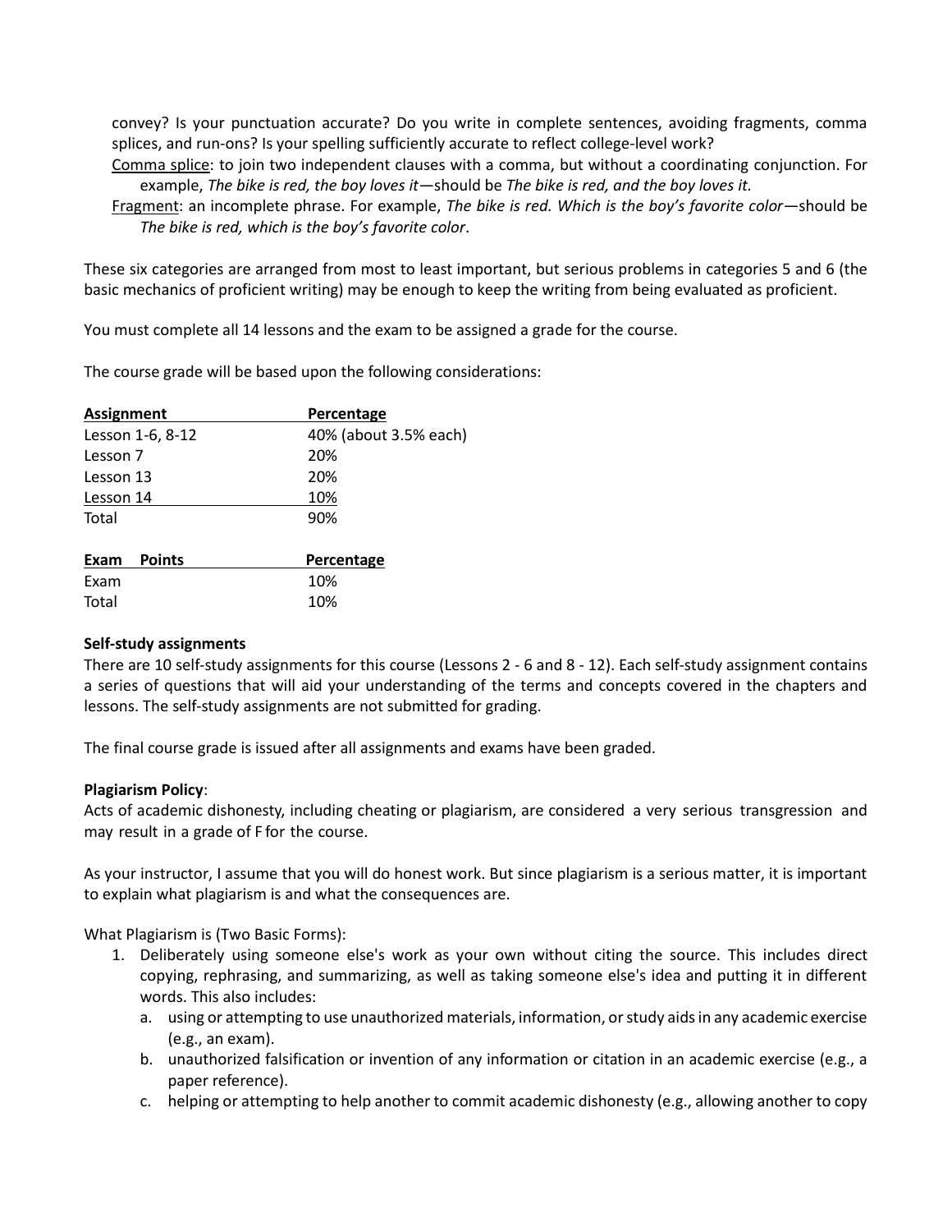convey? Is your punctuation accurate? Do you write in complete sentences, avoiding fragments, comma splices, and run-ons? Is your spelling sufficiently accurate to reflect college-level work?

<u>Comma splice</u>: to join two independent clauses with a comma, but without a coordinating conjunction. For example, *The bike is red, the boy loves it*—should be *The bike is red, and the boy loves it.*

<u>Fragment</u>: an incomplete phrase. For example, *The bike is red. Which is the boy's favorite color*—should be *The bike is red, which is the boy's favorite color*.

These six categories are arranged from most to least important, but serious problems in categories 5 and 6 (the basic mechanics of proficient writing) may be enough to keep the writing from being evaluated as proficient.

You must complete all 14 lessons and the exam to be assigned a grade for the course.

The course grade will be based upon the following considerations:

| Assignment | Percentage |
|---|---|
| Lesson 1-6, 8-12 | 40% (about 3.5% each) |
| Lesson 7 | 20% |
| Lesson 13 | 20% |
| Lesson 14 | 10% |
| Total | 90% |

| Exam Points | Percentage |
|---|---|
| Exam | 10% |
| Total | 10% |

**Self-study assignments**

There are 10 self-study assignments for this course (Lessons 2 - 6 and 8 - 12). Each self-study assignment contains a series of questions that will aid your understanding of the terms and concepts covered in the chapters and lessons. The self-study assignments are not submitted for grading.

The final course grade is issued after all assignments and exams have been graded.

**Plagiarism Policy**:

Acts of academic dishonesty, including cheating or plagiarism, are considered a very serious transgression and may result in a grade of F for the course.

As your instructor, I assume that you will do honest work. But since plagiarism is a serious matter, it is important to explain what plagiarism is and what the consequences are.

What Plagiarism is (Two Basic Forms):

1. Deliberately using someone else's work as your own without citing the source. This includes direct copying, rephrasing, and summarizing, as well as taking someone else's idea and putting it in different words. This also includes:
   a. using or attempting to use unauthorized materials, information, or study aids in any academic exercise (e.g., an exam).
   b. unauthorized falsification or invention of any information or citation in an academic exercise (e.g., a paper reference).
   c. helping or attempting to help another to commit academic dishonesty (e.g., allowing another to copy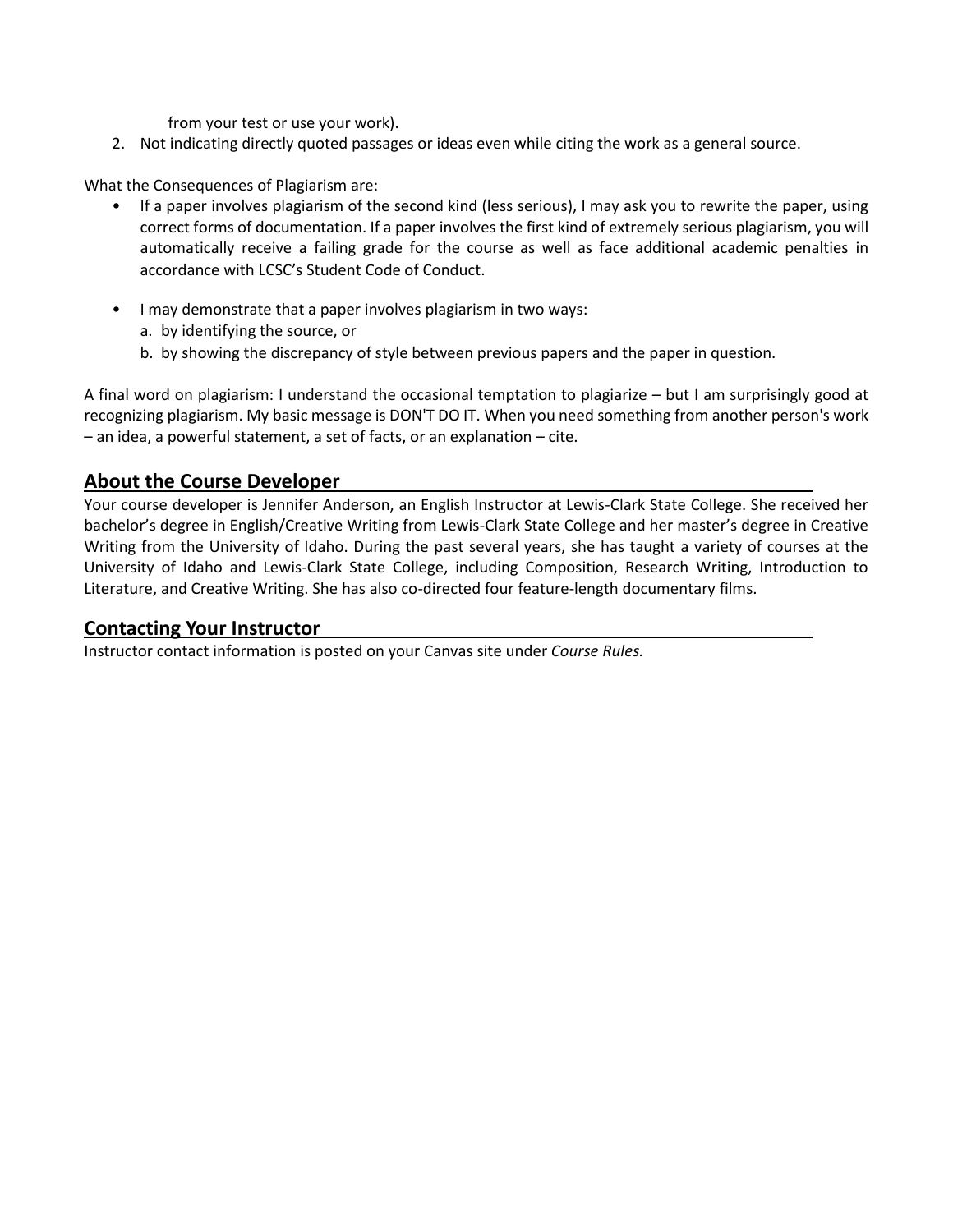from your test or use your work).

2. Not indicating directly quoted passages or ideas even while citing the work as a general source.

What the Consequences of Plagiarism are:

- If a paper involves plagiarism of the second kind (less serious), I may ask you to rewrite the paper, using correct forms of documentation. If a paper involves the first kind of extremely serious plagiarism, you will automatically receive a failing grade for the course as well as face additional academic penalties in accordance with LCSC's Student Code of Conduct.

- I may demonstrate that a paper involves plagiarism in two ways:
  a. by identifying the source, or
  b. by showing the discrepancy of style between previous papers and the paper in question.

A final word on plagiarism: I understand the occasional temptation to plagiarize – but I am surprisingly good at recognizing plagiarism. My basic message is DON'T DO IT. When you need something from another person's work – an idea, a powerful statement, a set of facts, or an explanation – cite.

## About the Course Developer

Your course developer is Jennifer Anderson, an English Instructor at Lewis-Clark State College. She received her bachelor's degree in English/Creative Writing from Lewis-Clark State College and her master's degree in Creative Writing from the University of Idaho. During the past several years, she has taught a variety of courses at the University of Idaho and Lewis-Clark State College, including Composition, Research Writing, Introduction to Literature, and Creative Writing. She has also co-directed four feature-length documentary films.

## Contacting Your Instructor

Instructor contact information is posted on your Canvas site under *Course Rules.*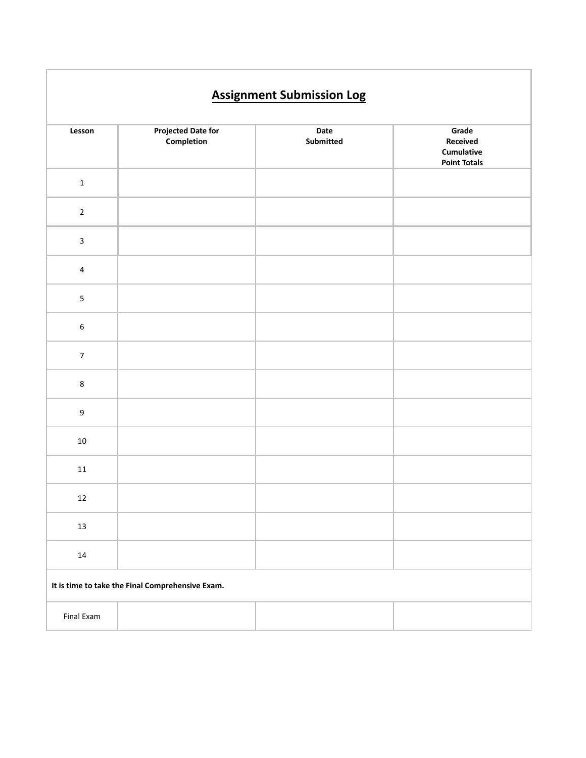## Assignment Submission Log

| Lesson | Projected Date for Completion | Date Submitted | Grade Received Cumulative Point Totals |
|---|---|---|---|
| 1 | | | |
| 2 | | | |
| 3 | | | |
| 4 | | | |
| 5 | | | |
| 6 | | | |
| 7 | | | |
| 8 | | | |
| 9 | | | |
| 10 | | | |
| 11 | | | |
| 12 | | | |
| 13 | | | |
| 14 | | | |
| **It is time to take the Final Comprehensive Exam.** | | | |
| Final Exam | | | |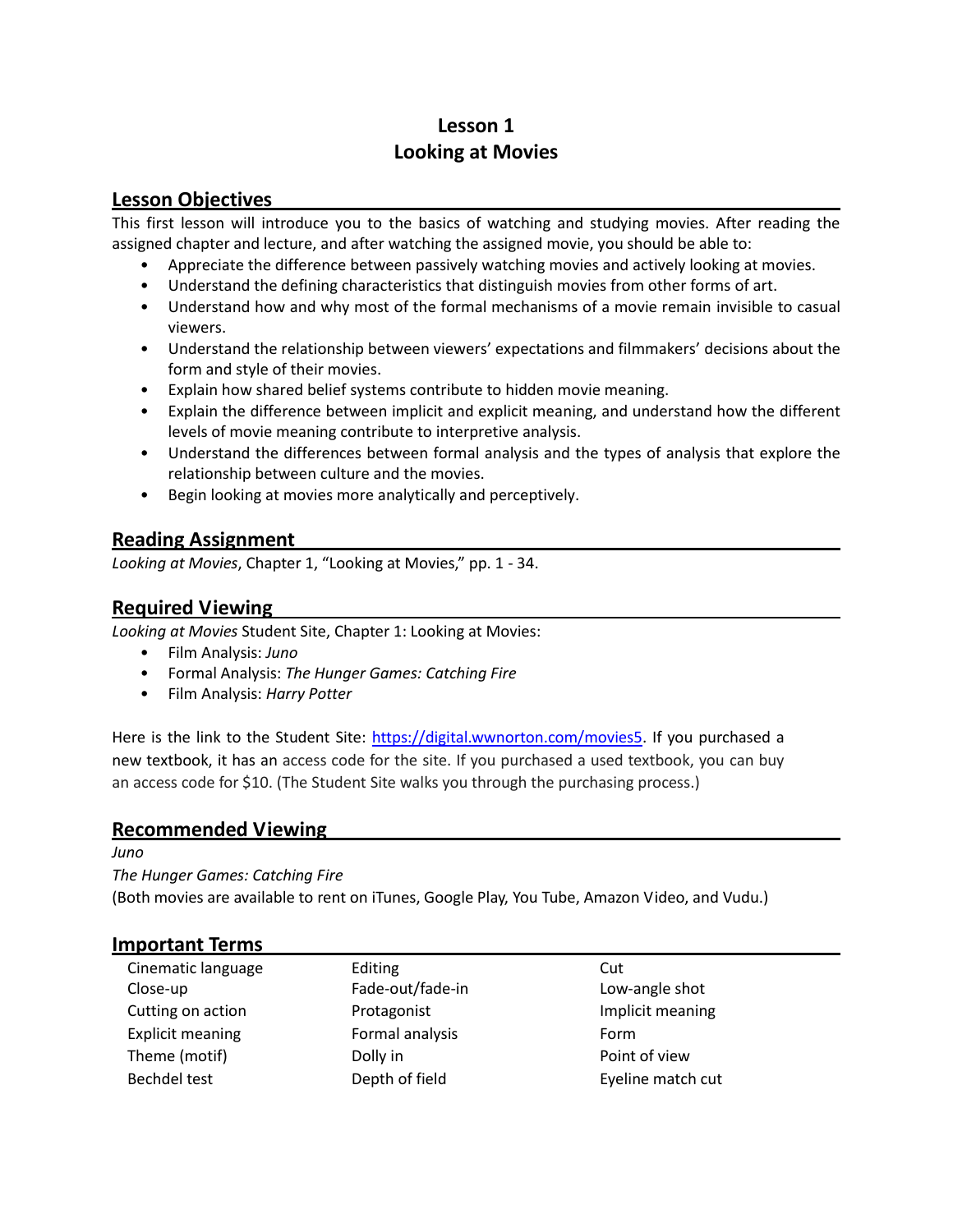# Lesson 1
# Looking at Movies

## Lesson Objectives

This first lesson will introduce you to the basics of watching and studying movies. After reading the assigned chapter and lecture, and after watching the assigned movie, you should be able to:

- Appreciate the difference between passively watching movies and actively looking at movies.
- Understand the defining characteristics that distinguish movies from other forms of art.
- Understand how and why most of the formal mechanisms of a movie remain invisible to casual viewers.
- Understand the relationship between viewers' expectations and filmmakers' decisions about the form and style of their movies.
- Explain how shared belief systems contribute to hidden movie meaning.
- Explain the difference between implicit and explicit meaning, and understand how the different levels of movie meaning contribute to interpretive analysis.
- Understand the differences between formal analysis and the types of analysis that explore the relationship between culture and the movies.
- Begin looking at movies more analytically and perceptively.

## Reading Assignment

*Looking at Movies*, Chapter 1, "Looking at Movies," pp. 1 - 34.

## Required Viewing

*Looking at Movies* Student Site, Chapter 1: Looking at Movies:

- Film Analysis: *Juno*
- Formal Analysis: *The Hunger Games: Catching Fire*
- Film Analysis: *Harry Potter*

Here is the link to the Student Site: https://digital.wwnorton.com/movies5. If you purchased a new textbook, it has an access code for the site. If you purchased a used textbook, you can buy an access code for $10. (The Student Site walks you through the purchasing process.)

## Recommended Viewing

*Juno*

*The Hunger Games: Catching Fire*

(Both movies are available to rent on iTunes, Google Play, You Tube, Amazon Video, and Vudu.)

## Important Terms

| | | |
|---|---|---|
| Cinematic language | Editing | Cut |
| Close-up | Fade-out/fade-in | Low-angle shot |
| Cutting on action | Protagonist | Implicit meaning |
| Explicit meaning | Formal analysis | Form |
| Theme (motif) | Dolly in | Point of view |
| Bechdel test | Depth of field | Eyeline match cut |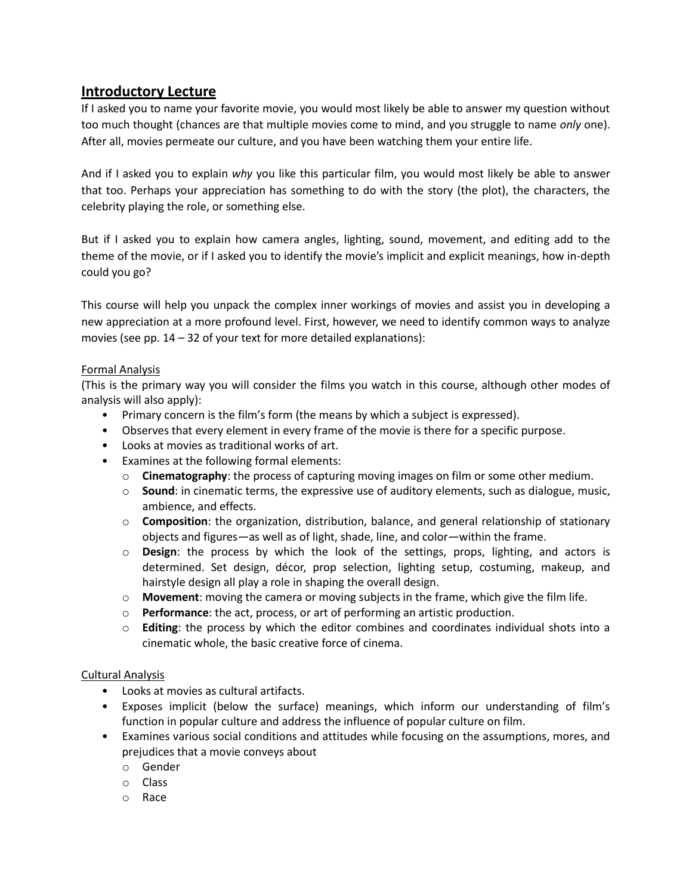## Introductory Lecture

If I asked you to name your favorite movie, you would most likely be able to answer my question without too much thought (chances are that multiple movies come to mind, and you struggle to name *only* one). After all, movies permeate our culture, and you have been watching them your entire life.

And if I asked you to explain *why* you like this particular film, you would most likely be able to answer that too. Perhaps your appreciation has something to do with the story (the plot), the characters, the celebrity playing the role, or something else.

But if I asked you to explain how camera angles, lighting, sound, movement, and editing add to the theme of the movie, or if I asked you to identify the movie's implicit and explicit meanings, how in-depth could you go?

This course will help you unpack the complex inner workings of movies and assist you in developing a new appreciation at a more profound level. First, however, we need to identify common ways to analyze movies (see pp. 14 – 32 of your text for more detailed explanations):

Formal Analysis

(This is the primary way you will consider the films you watch in this course, although other modes of analysis will also apply):

- Primary concern is the film's form (the means by which a subject is expressed).
- Observes that every element in every frame of the movie is there for a specific purpose.
- Looks at movies as traditional works of art.
- Examines at the following formal elements:
  - **Cinematography**: the process of capturing moving images on film or some other medium.
  - **Sound**: in cinematic terms, the expressive use of auditory elements, such as dialogue, music, ambience, and effects.
  - **Composition**: the organization, distribution, balance, and general relationship of stationary objects and figures—as well as of light, shade, line, and color—within the frame.
  - **Design**: the process by which the look of the settings, props, lighting, and actors is determined. Set design, décor, prop selection, lighting setup, costuming, makeup, and hairstyle design all play a role in shaping the overall design.
  - **Movement**: moving the camera or moving subjects in the frame, which give the film life.
  - **Performance**: the act, process, or art of performing an artistic production.
  - **Editing**: the process by which the editor combines and coordinates individual shots into a cinematic whole, the basic creative force of cinema.

Cultural Analysis

- Looks at movies as cultural artifacts.
- Exposes implicit (below the surface) meanings, which inform our understanding of film's function in popular culture and address the influence of popular culture on film.
- Examines various social conditions and attitudes while focusing on the assumptions, mores, and prejudices that a movie conveys about
  - Gender
  - Class
  - Race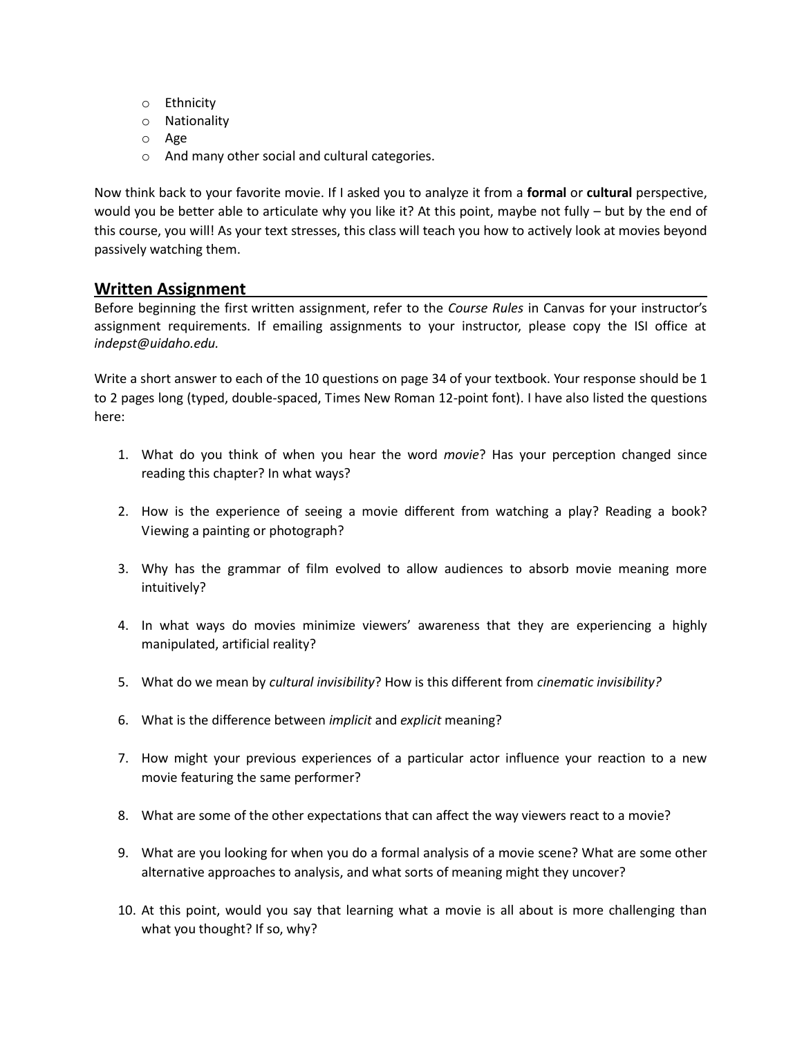- Ethnicity
- Nationality
- Age
- And many other social and cultural categories.

Now think back to your favorite movie. If I asked you to analyze it from a **formal** or **cultural** perspective, would you be better able to articulate why you like it? At this point, maybe not fully – but by the end of this course, you will! As your text stresses, this class will teach you how to actively look at movies beyond passively watching them.

## Written Assignment

Before beginning the first written assignment, refer to the *Course Rules* in Canvas for your instructor's assignment requirements. If emailing assignments to your instructor, please copy the ISI office at *indepst@uidaho.edu.*

Write a short answer to each of the 10 questions on page 34 of your textbook. Your response should be 1 to 2 pages long (typed, double-spaced, Times New Roman 12-point font). I have also listed the questions here:

1. What do you think of when you hear the word *movie*? Has your perception changed since reading this chapter? In what ways?

2. How is the experience of seeing a movie different from watching a play? Reading a book? Viewing a painting or photograph?

3. Why has the grammar of film evolved to allow audiences to absorb movie meaning more intuitively?

4. In what ways do movies minimize viewers' awareness that they are experiencing a highly manipulated, artificial reality?

5. What do we mean by *cultural invisibility*? How is this different from *cinematic invisibility?*

6. What is the difference between *implicit* and *explicit* meaning?

7. How might your previous experiences of a particular actor influence your reaction to a new movie featuring the same performer?

8. What are some of the other expectations that can affect the way viewers react to a movie?

9. What are you looking for when you do a formal analysis of a movie scene? What are some other alternative approaches to analysis, and what sorts of meaning might they uncover?

10. At this point, would you say that learning what a movie is all about is more challenging than what you thought? If so, why?